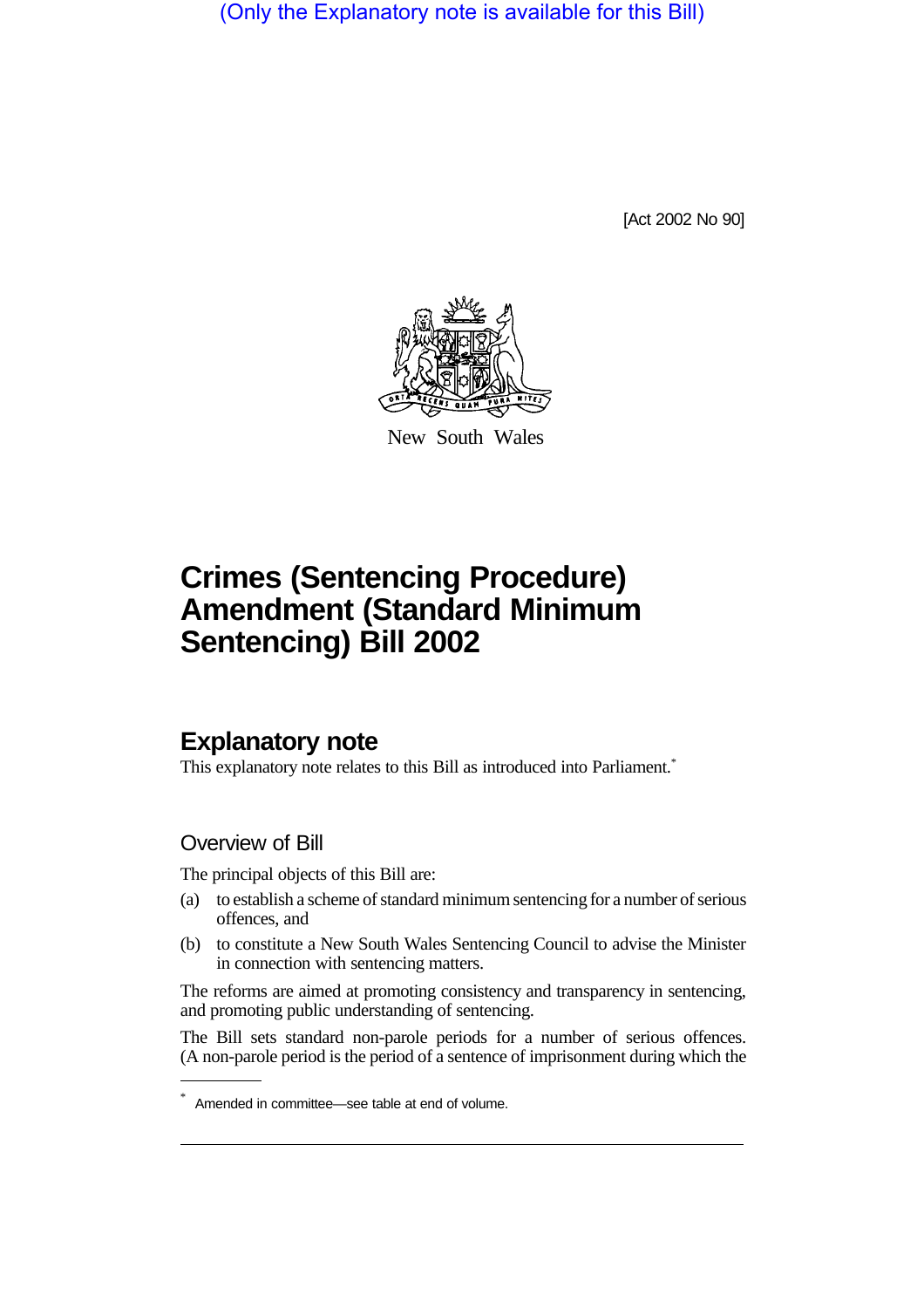(Only the Explanatory note is available for this Bill)

[Act 2002 No 90]

New South Wales

# Crimes (Sentencing Procedure) Amendment (Standard Minimum Sentencing) Bill 2002

## Explanatory note

This explanatory note relates to this Bill as introduced into Parliament.*

### Overview of Bill

The principal objects of this Bill are:

(a) to establish a scheme of standard minimum sentencing for a number of serious offences, and

(b) to constitute a New South Wales Sentencing Council to advise the Minister in connection with sentencing matters.

The reforms are aimed at promoting consistency and transparency in sentencing, and promoting public understanding of sentencing.

The Bill sets standard non-parole periods for a number of serious offences. (A non-parole period is the period of a sentence of imprisonment during which the

* Amended in committee—see table at end of volume.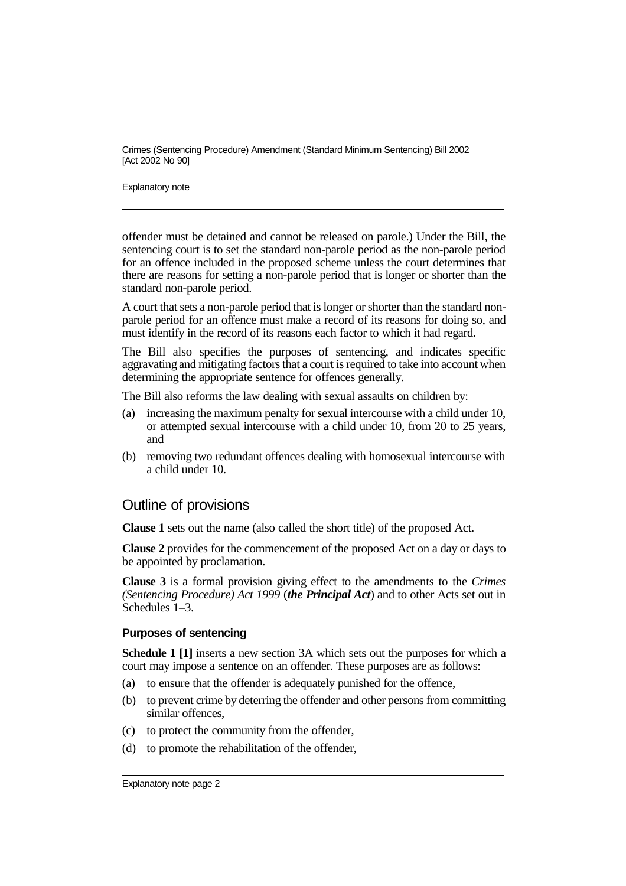offender must be detained and cannot be released on parole.) Under the Bill, the sentencing court is to set the standard non-parole period as the non-parole period for an offence included in the proposed scheme unless the court determines that there are reasons for setting a non-parole period that is longer or shorter than the standard non-parole period.

A court that sets a non-parole period that is longer or shorter than the standard non-parole period for an offence must make a record of its reasons for doing so, and must identify in the record of its reasons each factor to which it had regard.

The Bill also specifies the purposes of sentencing, and indicates specific aggravating and mitigating factors that a court is required to take into account when determining the appropriate sentence for offences generally.

The Bill also reforms the law dealing with sexual assaults on children by:

(a) increasing the maximum penalty for sexual intercourse with a child under 10, or attempted sexual intercourse with a child under 10, from 20 to 25 years, and

(b) removing two redundant offences dealing with homosexual intercourse with a child under 10.

## Outline of provisions

**Clause 1** sets out the name (also called the short title) of the proposed Act.

**Clause 2** provides for the commencement of the proposed Act on a day or days to be appointed by proclamation.

**Clause 3** is a formal provision giving effect to the amendments to the *Crimes (Sentencing Procedure) Act 1999* (***the Principal Act***) and to other Acts set out in Schedules 1–3.

### Purposes of sentencing

**Schedule 1 [1]** inserts a new section 3A which sets out the purposes for which a court may impose a sentence on an offender. These purposes are as follows:

(a) to ensure that the offender is adequately punished for the offence,

(b) to prevent crime by deterring the offender and other persons from committing similar offences,

(c) to protect the community from the offender,

(d) to promote the rehabilitation of the offender,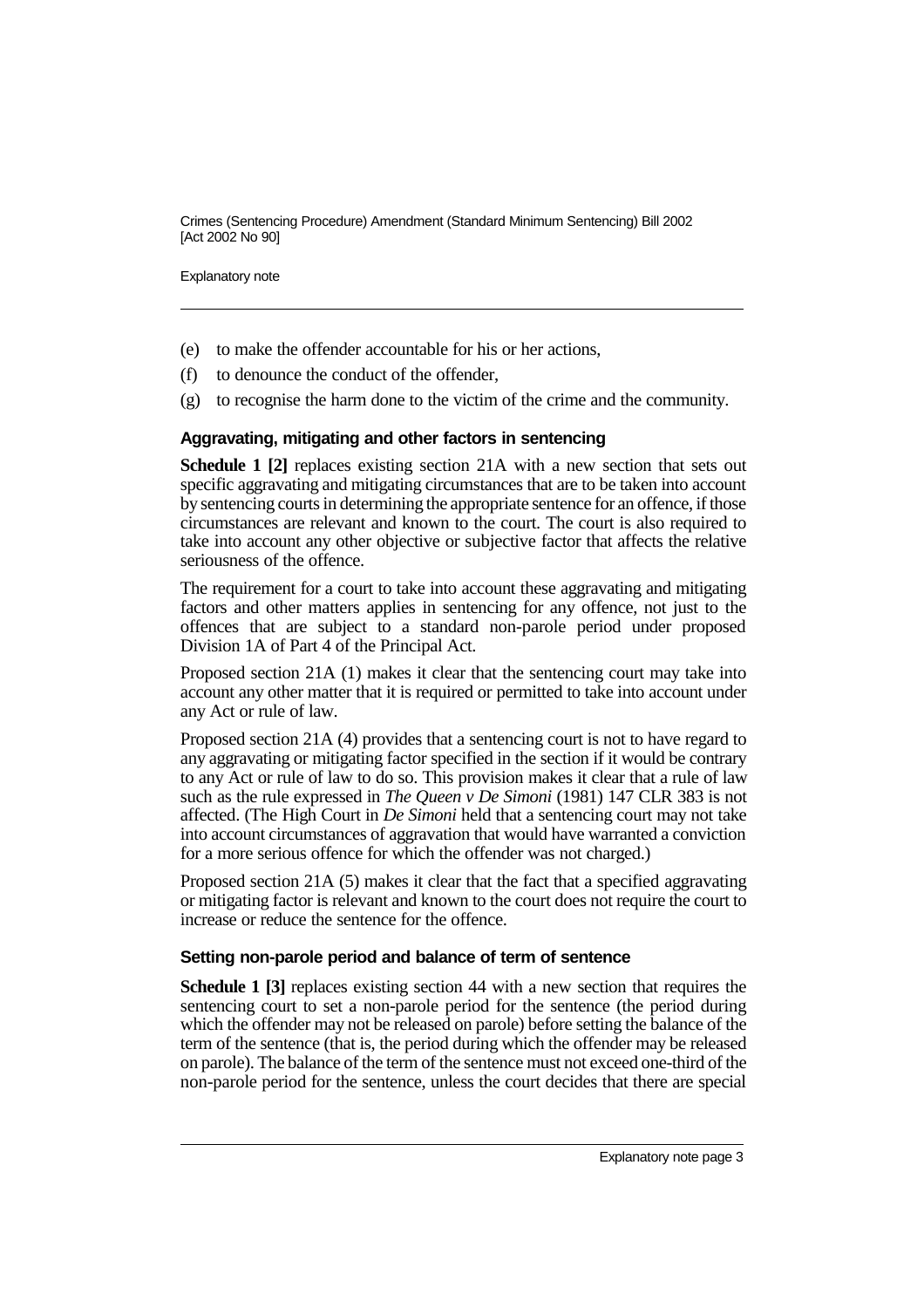(e) to make the offender accountable for his or her actions,

(f) to denounce the conduct of the offender,

(g) to recognise the harm done to the victim of the crime and the community.

### Aggravating, mitigating and other factors in sentencing

**Schedule 1 [2]** replaces existing section 21A with a new section that sets out specific aggravating and mitigating circumstances that are to be taken into account by sentencing courts in determining the appropriate sentence for an offence, if those circumstances are relevant and known to the court. The court is also required to take into account any other objective or subjective factor that affects the relative seriousness of the offence.

The requirement for a court to take into account these aggravating and mitigating factors and other matters applies in sentencing for any offence, not just to the offences that are subject to a standard non-parole period under proposed Division 1A of Part 4 of the Principal Act.

Proposed section 21A (1) makes it clear that the sentencing court may take into account any other matter that it is required or permitted to take into account under any Act or rule of law.

Proposed section 21A (4) provides that a sentencing court is not to have regard to any aggravating or mitigating factor specified in the section if it would be contrary to any Act or rule of law to do so. This provision makes it clear that a rule of law such as the rule expressed in *The Queen v De Simoni* (1981) 147 CLR 383 is not affected. (The High Court in *De Simoni* held that a sentencing court may not take into account circumstances of aggravation that would have warranted a conviction for a more serious offence for which the offender was not charged.)

Proposed section 21A (5) makes it clear that the fact that a specified aggravating or mitigating factor is relevant and known to the court does not require the court to increase or reduce the sentence for the offence.

### Setting non-parole period and balance of term of sentence

**Schedule 1 [3]** replaces existing section 44 with a new section that requires the sentencing court to set a non-parole period for the sentence (the period during which the offender may not be released on parole) before setting the balance of the term of the sentence (that is, the period during which the offender may be released on parole). The balance of the term of the sentence must not exceed one-third of the non-parole period for the sentence, unless the court decides that there are special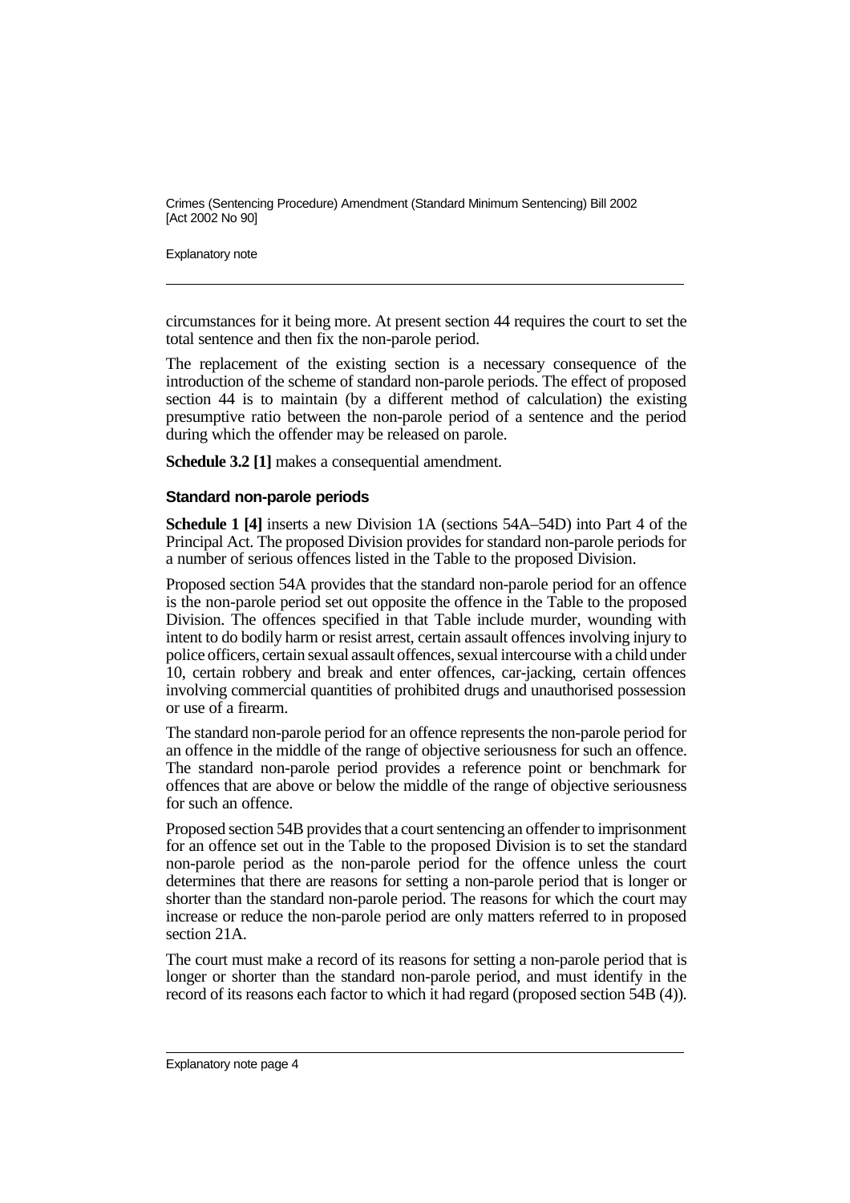circumstances for it being more. At present section 44 requires the court to set the total sentence and then fix the non-parole period.

The replacement of the existing section is a necessary consequence of the introduction of the scheme of standard non-parole periods. The effect of proposed section 44 is to maintain (by a different method of calculation) the existing presumptive ratio between the non-parole period of a sentence and the period during which the offender may be released on parole.

**Schedule 3.2 [1]** makes a consequential amendment.

### Standard non-parole periods

**Schedule 1 [4]** inserts a new Division 1A (sections 54A–54D) into Part 4 of the Principal Act. The proposed Division provides for standard non-parole periods for a number of serious offences listed in the Table to the proposed Division.

Proposed section 54A provides that the standard non-parole period for an offence is the non-parole period set out opposite the offence in the Table to the proposed Division. The offences specified in that Table include murder, wounding with intent to do bodily harm or resist arrest, certain assault offences involving injury to police officers, certain sexual assault offences, sexual intercourse with a child under 10, certain robbery and break and enter offences, car-jacking, certain offences involving commercial quantities of prohibited drugs and unauthorised possession or use of a firearm.

The standard non-parole period for an offence represents the non-parole period for an offence in the middle of the range of objective seriousness for such an offence. The standard non-parole period provides a reference point or benchmark for offences that are above or below the middle of the range of objective seriousness for such an offence.

Proposed section 54B provides that a court sentencing an offender to imprisonment for an offence set out in the Table to the proposed Division is to set the standard non-parole period as the non-parole period for the offence unless the court determines that there are reasons for setting a non-parole period that is longer or shorter than the standard non-parole period. The reasons for which the court may increase or reduce the non-parole period are only matters referred to in proposed section 21A.

The court must make a record of its reasons for setting a non-parole period that is longer or shorter than the standard non-parole period, and must identify in the record of its reasons each factor to which it had regard (proposed section 54B (4)).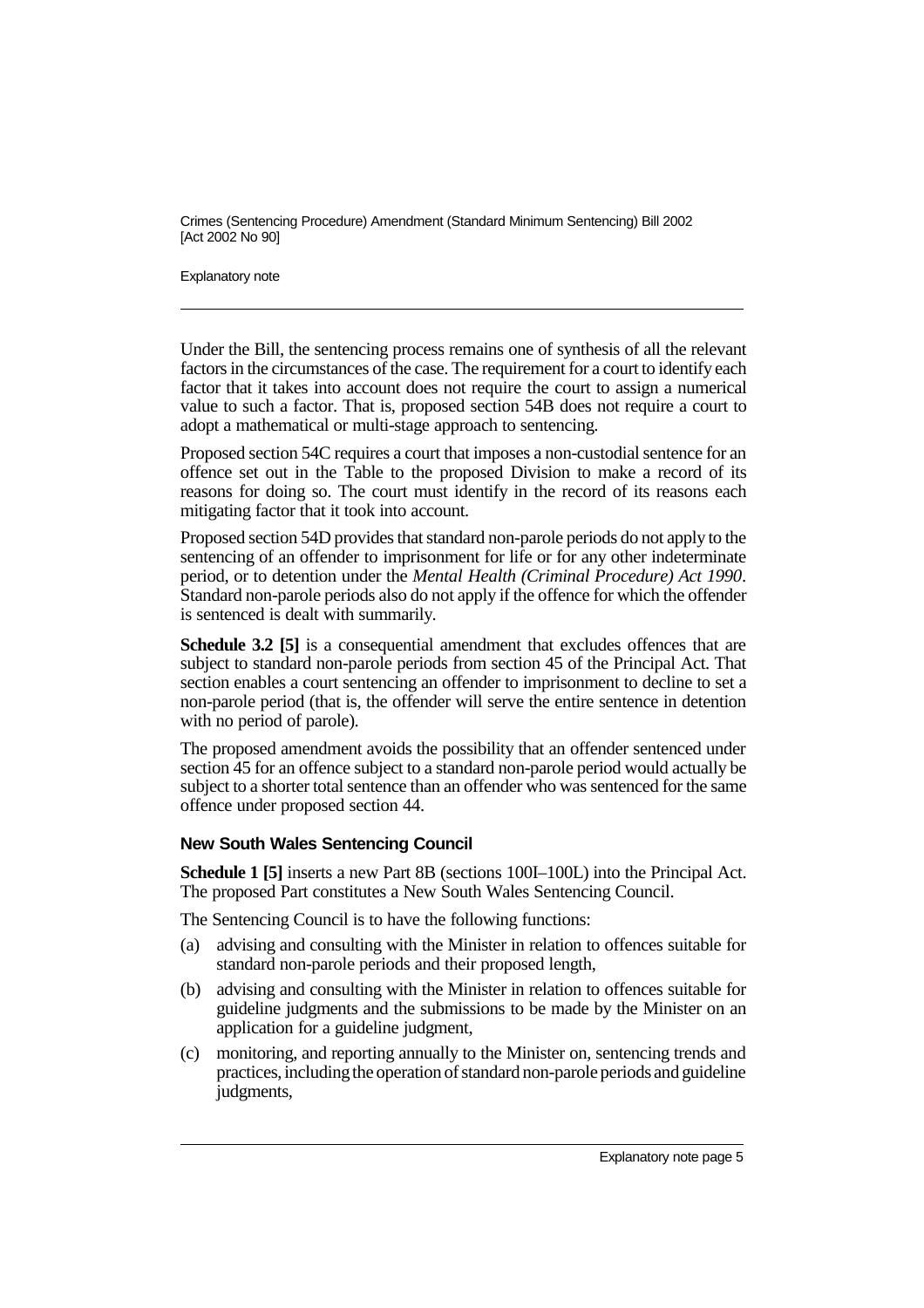Under the Bill, the sentencing process remains one of synthesis of all the relevant factors in the circumstances of the case. The requirement for a court to identify each factor that it takes into account does not require the court to assign a numerical value to such a factor. That is, proposed section 54B does not require a court to adopt a mathematical or multi-stage approach to sentencing.

Proposed section 54C requires a court that imposes a non-custodial sentence for an offence set out in the Table to the proposed Division to make a record of its reasons for doing so. The court must identify in the record of its reasons each mitigating factor that it took into account.

Proposed section 54D provides that standard non-parole periods do not apply to the sentencing of an offender to imprisonment for life or for any other indeterminate period, or to detention under the *Mental Health (Criminal Procedure) Act 1990*. Standard non-parole periods also do not apply if the offence for which the offender is sentenced is dealt with summarily.

**Schedule 3.2 [5]** is a consequential amendment that excludes offences that are subject to standard non-parole periods from section 45 of the Principal Act. That section enables a court sentencing an offender to imprisonment to decline to set a non-parole period (that is, the offender will serve the entire sentence in detention with no period of parole).

The proposed amendment avoids the possibility that an offender sentenced under section 45 for an offence subject to a standard non-parole period would actually be subject to a shorter total sentence than an offender who was sentenced for the same offence under proposed section 44.

### New South Wales Sentencing Council

**Schedule 1 [5]** inserts a new Part 8B (sections 100I–100L) into the Principal Act. The proposed Part constitutes a New South Wales Sentencing Council.

The Sentencing Council is to have the following functions:

(a) advising and consulting with the Minister in relation to offences suitable for standard non-parole periods and their proposed length,

(b) advising and consulting with the Minister in relation to offences suitable for guideline judgments and the submissions to be made by the Minister on an application for a guideline judgment,

(c) monitoring, and reporting annually to the Minister on, sentencing trends and practices, including the operation of standard non-parole periods and guideline judgments,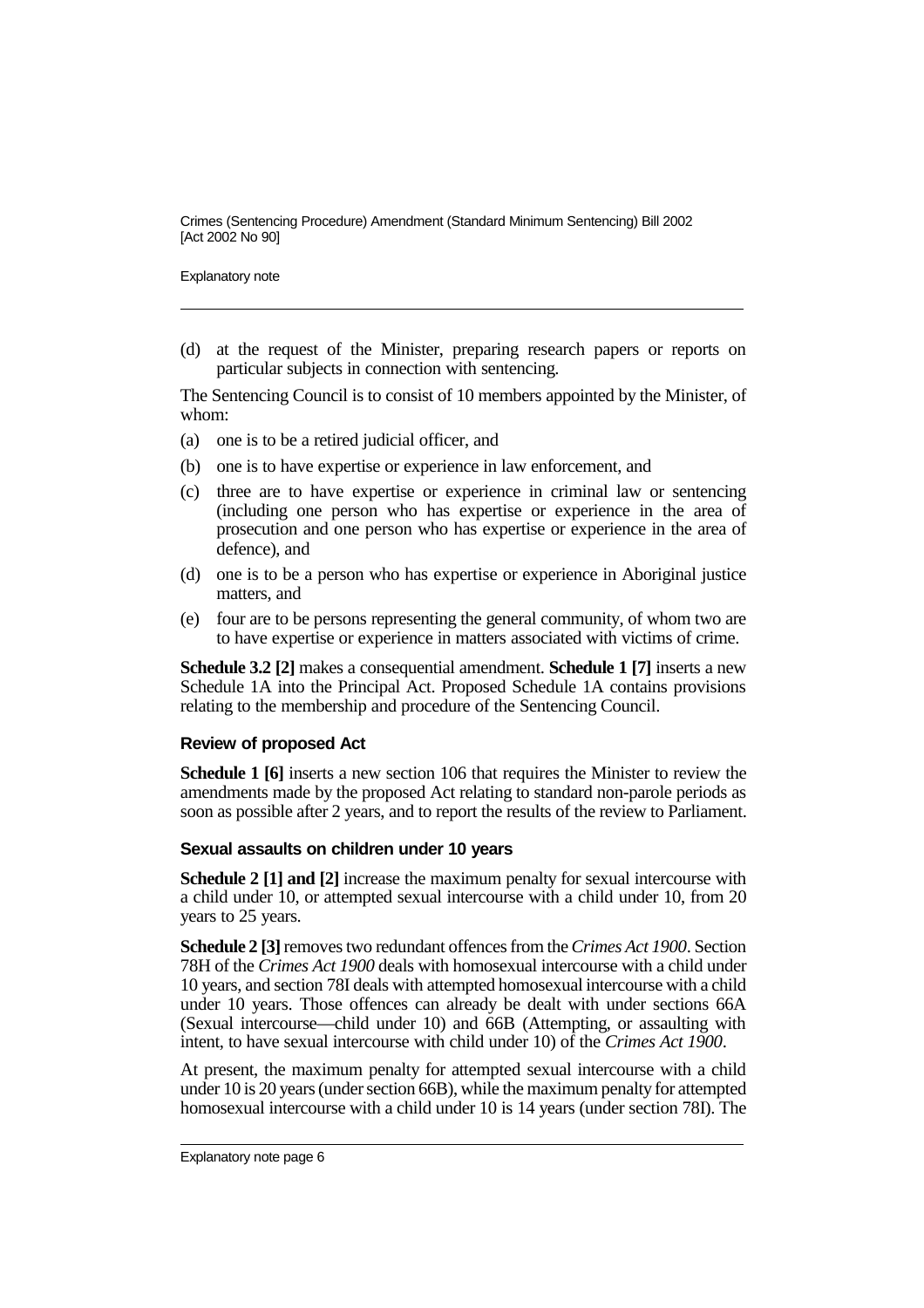(d) at the request of the Minister, preparing research papers or reports on particular subjects in connection with sentencing.

The Sentencing Council is to consist of 10 members appointed by the Minister, of whom:

(a) one is to be a retired judicial officer, and

(b) one is to have expertise or experience in law enforcement, and

(c) three are to have expertise or experience in criminal law or sentencing (including one person who has expertise or experience in the area of prosecution and one person who has expertise or experience in the area of defence), and

(d) one is to be a person who has expertise or experience in Aboriginal justice matters, and

(e) four are to be persons representing the general community, of whom two are to have expertise or experience in matters associated with victims of crime.

**Schedule 3.2 [2]** makes a consequential amendment. **Schedule 1 [7]** inserts a new Schedule 1A into the Principal Act. Proposed Schedule 1A contains provisions relating to the membership and procedure of the Sentencing Council.

### Review of proposed Act

**Schedule 1 [6]** inserts a new section 106 that requires the Minister to review the amendments made by the proposed Act relating to standard non-parole periods as soon as possible after 2 years, and to report the results of the review to Parliament.

### Sexual assaults on children under 10 years

**Schedule 2 [1] and [2]** increase the maximum penalty for sexual intercourse with a child under 10, or attempted sexual intercourse with a child under 10, from 20 years to 25 years.

**Schedule 2 [3]** removes two redundant offences from the *Crimes Act 1900*. Section 78H of the *Crimes Act 1900* deals with homosexual intercourse with a child under 10 years, and section 78I deals with attempted homosexual intercourse with a child under 10 years. Those offences can already be dealt with under sections 66A (Sexual intercourse—child under 10) and 66B (Attempting, or assaulting with intent, to have sexual intercourse with child under 10) of the *Crimes Act 1900*.

At present, the maximum penalty for attempted sexual intercourse with a child under 10 is 20 years (under section 66B), while the maximum penalty for attempted homosexual intercourse with a child under 10 is 14 years (under section 78I). The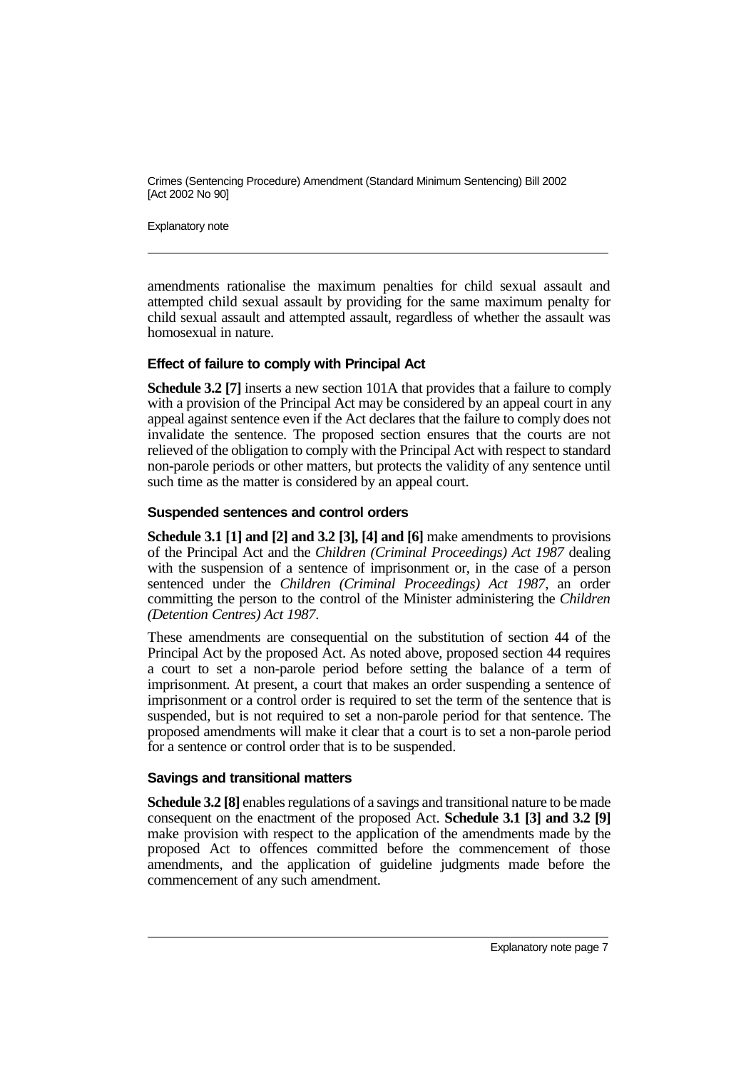amendments rationalise the maximum penalties for child sexual assault and attempted child sexual assault by providing for the same maximum penalty for child sexual assault and attempted assault, regardless of whether the assault was homosexual in nature.

### Effect of failure to comply with Principal Act

**Schedule 3.2 [7]** inserts a new section 101A that provides that a failure to comply with a provision of the Principal Act may be considered by an appeal court in any appeal against sentence even if the Act declares that the failure to comply does not invalidate the sentence. The proposed section ensures that the courts are not relieved of the obligation to comply with the Principal Act with respect to standard non-parole periods or other matters, but protects the validity of any sentence until such time as the matter is considered by an appeal court.

### Suspended sentences and control orders

**Schedule 3.1 [1] and [2] and 3.2 [3], [4] and [6]** make amendments to provisions of the Principal Act and the *Children (Criminal Proceedings) Act 1987* dealing with the suspension of a sentence of imprisonment or, in the case of a person sentenced under the *Children (Criminal Proceedings) Act 1987*, an order committing the person to the control of the Minister administering the *Children (Detention Centres) Act 1987*.

These amendments are consequential on the substitution of section 44 of the Principal Act by the proposed Act. As noted above, proposed section 44 requires a court to set a non-parole period before setting the balance of a term of imprisonment. At present, a court that makes an order suspending a sentence of imprisonment or a control order is required to set the term of the sentence that is suspended, but is not required to set a non-parole period for that sentence. The proposed amendments will make it clear that a court is to set a non-parole period for a sentence or control order that is to be suspended.

### Savings and transitional matters

**Schedule 3.2 [8]** enables regulations of a savings and transitional nature to be made consequent on the enactment of the proposed Act. **Schedule 3.1 [3] and 3.2 [9]** make provision with respect to the application of the amendments made by the proposed Act to offences committed before the commencement of those amendments, and the application of guideline judgments made before the commencement of any such amendment.